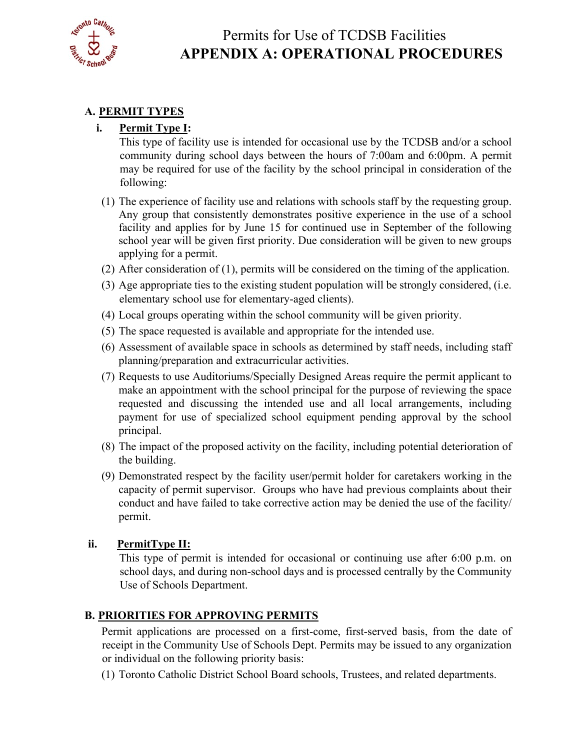# Permits for Use of TCDSB Facilities
# APPENDIX A: OPERATIONAL PROCEDURES

## A. PERMIT TYPES

### i. Permit Type I:

This type of facility use is intended for occasional use by the TCDSB and/or a school community during school days between the hours of 7:00am and 6:00pm. A permit may be required for use of the facility by the school principal in consideration of the following:

(1) The experience of facility use and relations with schools staff by the requesting group. Any group that consistently demonstrates positive experience in the use of a school facility and applies for by June 15 for continued use in September of the following school year will be given first priority. Due consideration will be given to new groups applying for a permit.

(2) After consideration of (1), permits will be considered on the timing of the application.

(3) Age appropriate ties to the existing student population will be strongly considered, (i.e. elementary school use for elementary-aged clients).

(4) Local groups operating within the school community will be given priority.

(5) The space requested is available and appropriate for the intended use.

(6) Assessment of available space in schools as determined by staff needs, including staff planning/preparation and extracurricular activities.

(7) Requests to use Auditoriums/Specially Designed Areas require the permit applicant to make an appointment with the school principal for the purpose of reviewing the space requested and discussing the intended use and all local arrangements, including payment for use of specialized school equipment pending approval by the school principal.

(8) The impact of the proposed activity on the facility, including potential deterioration of the building.

(9) Demonstrated respect by the facility user/permit holder for caretakers working in the capacity of permit supervisor. Groups who have had previous complaints about their conduct and have failed to take corrective action may be denied the use of the facility/ permit.

### ii. PermitType II:

This type of permit is intended for occasional or continuing use after 6:00 p.m. on school days, and during non-school days and is processed centrally by the Community Use of Schools Department.

## B. PRIORITIES FOR APPROVING PERMITS

Permit applications are processed on a first-come, first-served basis, from the date of receipt in the Community Use of Schools Dept. Permits may be issued to any organization or individual on the following priority basis:

(1) Toronto Catholic District School Board schools, Trustees, and related departments.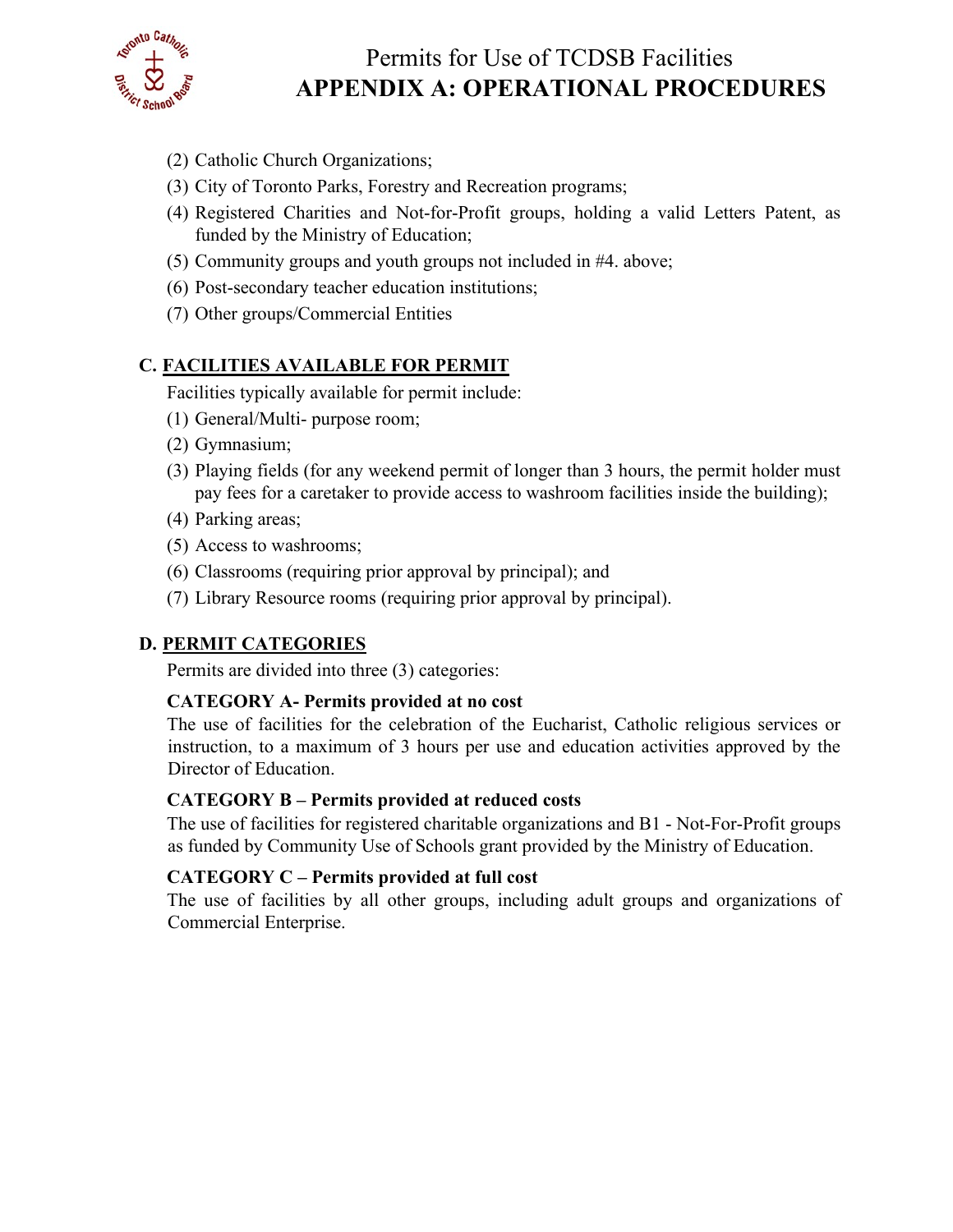(2) Catholic Church Organizations;
(3) City of Toronto Parks, Forestry and Recreation programs;
(4) Registered Charities and Not-for-Profit groups, holding a valid Letters Patent, as funded by the Ministry of Education;
(5) Community groups and youth groups not included in #4. above;
(6) Post-secondary teacher education institutions;
(7) Other groups/Commercial Entities

## C. FACILITIES AVAILABLE FOR PERMIT

Facilities typically available for permit include:

(1) General/Multi- purpose room;
(2) Gymnasium;
(3) Playing fields (for any weekend permit of longer than 3 hours, the permit holder must pay fees for a caretaker to provide access to washroom facilities inside the building);
(4) Parking areas;
(5) Access to washrooms;
(6) Classrooms (requiring prior approval by principal); and
(7) Library Resource rooms (requiring prior approval by principal).

## D. PERMIT CATEGORIES

Permits are divided into three (3) categories:

**CATEGORY A- Permits provided at no cost**

The use of facilities for the celebration of the Eucharist, Catholic religious services or instruction, to a maximum of 3 hours per use and education activities approved by the Director of Education.

**CATEGORY B – Permits provided at reduced costs**

The use of facilities for registered charitable organizations and B1 - Not-For-Profit groups as funded by Community Use of Schools grant provided by the Ministry of Education.

**CATEGORY C – Permits provided at full cost**

The use of facilities by all other groups, including adult groups and organizations of Commercial Enterprise.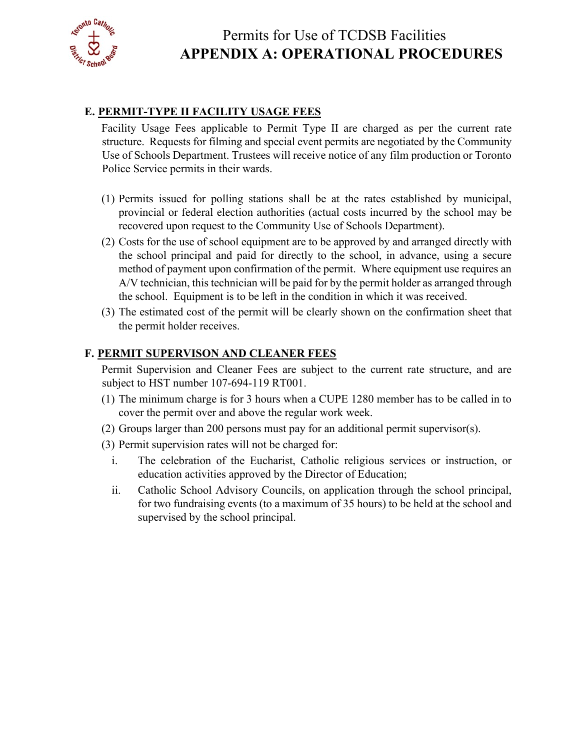## E. PERMIT-TYPE II FACILITY USAGE FEES

Facility Usage Fees applicable to Permit Type II are charged as per the current rate structure. Requests for filming and special event permits are negotiated by the Community Use of Schools Department. Trustees will receive notice of any film production or Toronto Police Service permits in their wards.

(1) Permits issued for polling stations shall be at the rates established by municipal, provincial or federal election authorities (actual costs incurred by the school may be recovered upon request to the Community Use of Schools Department).

(2) Costs for the use of school equipment are to be approved by and arranged directly with the school principal and paid for directly to the school, in advance, using a secure method of payment upon confirmation of the permit. Where equipment use requires an A/V technician, this technician will be paid for by the permit holder as arranged through the school. Equipment is to be left in the condition in which it was received.

(3) The estimated cost of the permit will be clearly shown on the confirmation sheet that the permit holder receives.

## F. PERMIT SUPERVISON AND CLEANER FEES

Permit Supervision and Cleaner Fees are subject to the current rate structure, and are subject to HST number 107-694-119 RT001.

(1) The minimum charge is for 3 hours when a CUPE 1280 member has to be called in to cover the permit over and above the regular work week.

(2) Groups larger than 200 persons must pay for an additional permit supervisor(s).

(3) Permit supervision rates will not be charged for:

   i. The celebration of the Eucharist, Catholic religious services or instruction, or education activities approved by the Director of Education;

   ii. Catholic School Advisory Councils, on application through the school principal, for two fundraising events (to a maximum of 35 hours) to be held at the school and supervised by the school principal.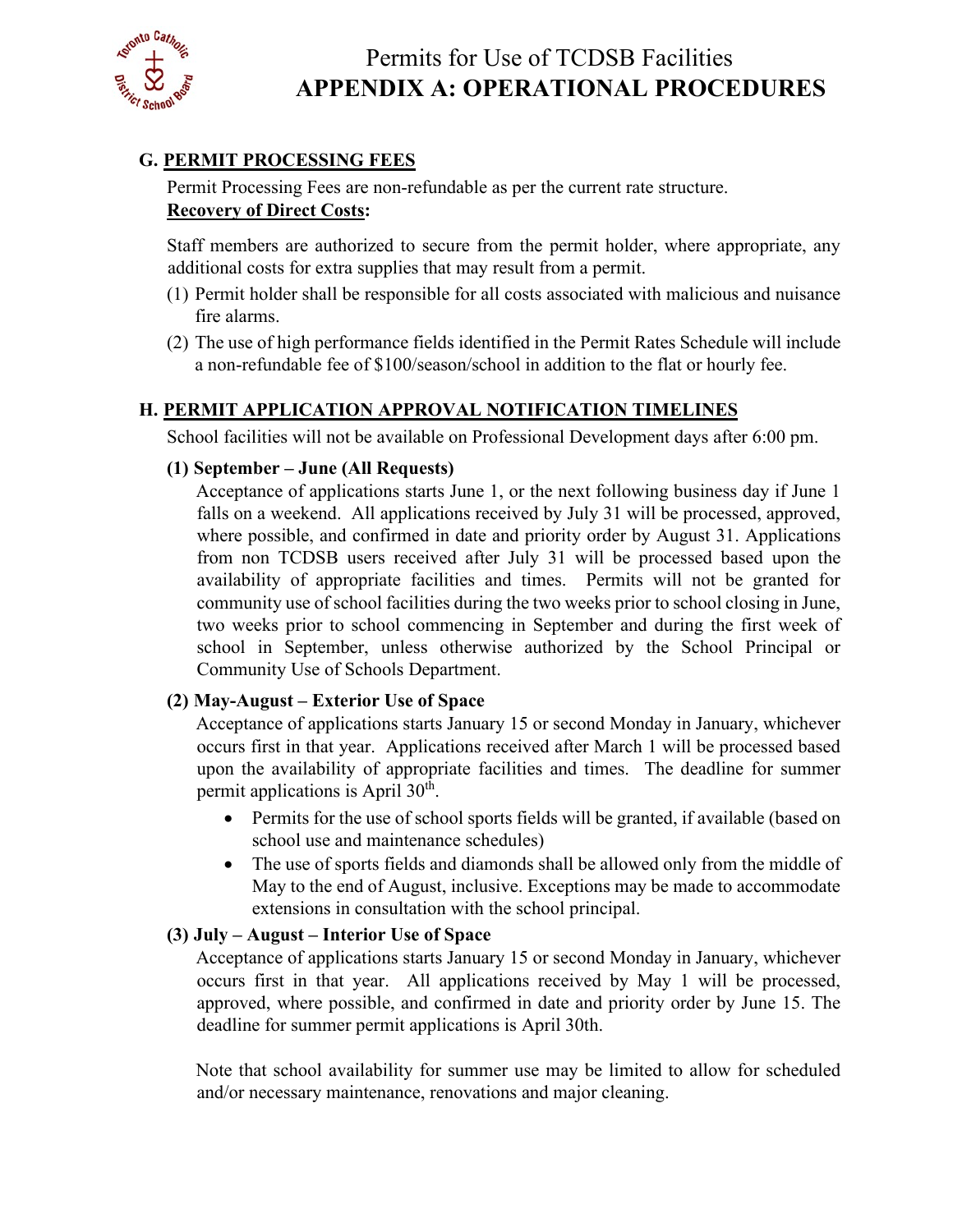## G. PERMIT PROCESSING FEES

Permit Processing Fees are non-refundable as per the current rate structure.

**Recovery of Direct Costs:**

Staff members are authorized to secure from the permit holder, where appropriate, any additional costs for extra supplies that may result from a permit.

(1) Permit holder shall be responsible for all costs associated with malicious and nuisance fire alarms.

(2) The use of high performance fields identified in the Permit Rates Schedule will include a non-refundable fee of $100/season/school in addition to the flat or hourly fee.

## H. PERMIT APPLICATION APPROVAL NOTIFICATION TIMELINES

School facilities will not be available on Professional Development days after 6:00 pm.

**(1) September – June (All Requests)**

Acceptance of applications starts June 1, or the next following business day if June 1 falls on a weekend. All applications received by July 31 will be processed, approved, where possible, and confirmed in date and priority order by August 31. Applications from non TCDSB users received after July 31 will be processed based upon the availability of appropriate facilities and times. Permits will not be granted for community use of school facilities during the two weeks prior to school closing in June, two weeks prior to school commencing in September and during the first week of school in September, unless otherwise authorized by the School Principal or Community Use of Schools Department.

**(2) May-August – Exterior Use of Space**

Acceptance of applications starts January 15 or second Monday in January, whichever occurs first in that year. Applications received after March 1 will be processed based upon the availability of appropriate facilities and times. The deadline for summer permit applications is April 30th.

- Permits for the use of school sports fields will be granted, if available (based on school use and maintenance schedules)
- The use of sports fields and diamonds shall be allowed only from the middle of May to the end of August, inclusive. Exceptions may be made to accommodate extensions in consultation with the school principal.

**(3) July – August – Interior Use of Space**

Acceptance of applications starts January 15 or second Monday in January, whichever occurs first in that year. All applications received by May 1 will be processed, approved, where possible, and confirmed in date and priority order by June 15. The deadline for summer permit applications is April 30th.

Note that school availability for summer use may be limited to allow for scheduled and/or necessary maintenance, renovations and major cleaning.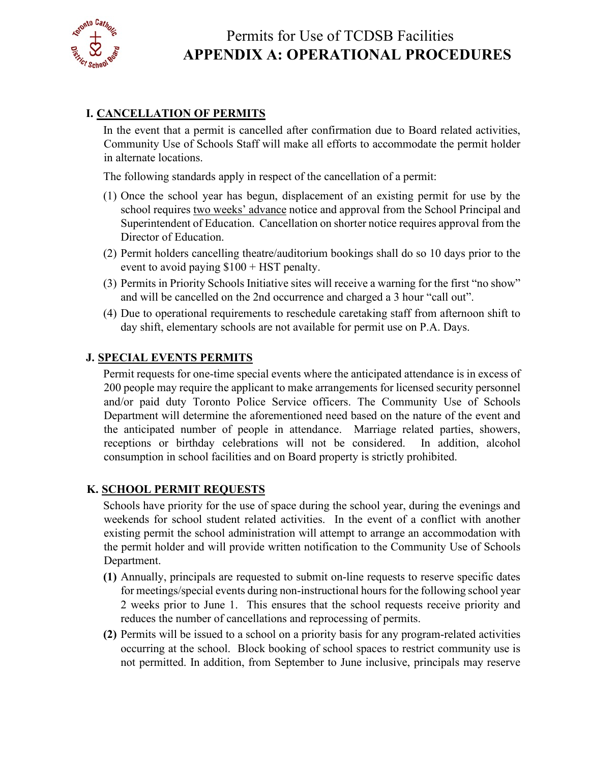# Permits for Use of TCDSB Facilities
# APPENDIX A: OPERATIONAL PROCEDURES

## I. CANCELLATION OF PERMITS

In the event that a permit is cancelled after confirmation due to Board related activities, Community Use of Schools Staff will make all efforts to accommodate the permit holder in alternate locations.

The following standards apply in respect of the cancellation of a permit:

(1) Once the school year has begun, displacement of an existing permit for use by the school requires two weeks' advance notice and approval from the School Principal and Superintendent of Education. Cancellation on shorter notice requires approval from the Director of Education.

(2) Permit holders cancelling theatre/auditorium bookings shall do so 10 days prior to the event to avoid paying $100 + HST penalty.

(3) Permits in Priority Schools Initiative sites will receive a warning for the first "no show" and will be cancelled on the 2nd occurrence and charged a 3 hour "call out".

(4) Due to operational requirements to reschedule caretaking staff from afternoon shift to day shift, elementary schools are not available for permit use on P.A. Days.

## J. SPECIAL EVENTS PERMITS

Permit requests for one-time special events where the anticipated attendance is in excess of 200 people may require the applicant to make arrangements for licensed security personnel and/or paid duty Toronto Police Service officers. The Community Use of Schools Department will determine the aforementioned need based on the nature of the event and the anticipated number of people in attendance. Marriage related parties, showers, receptions or birthday celebrations will not be considered. In addition, alcohol consumption in school facilities and on Board property is strictly prohibited.

## K. SCHOOL PERMIT REQUESTS

Schools have priority for the use of space during the school year, during the evenings and weekends for school student related activities. In the event of a conflict with another existing permit the school administration will attempt to arrange an accommodation with the permit holder and will provide written notification to the Community Use of Schools Department.

**(1)** Annually, principals are requested to submit on-line requests to reserve specific dates for meetings/special events during non-instructional hours for the following school year 2 weeks prior to June 1. This ensures that the school requests receive priority and reduces the number of cancellations and reprocessing of permits.

**(2)** Permits will be issued to a school on a priority basis for any program-related activities occurring at the school. Block booking of school spaces to restrict community use is not permitted. In addition, from September to June inclusive, principals may reserve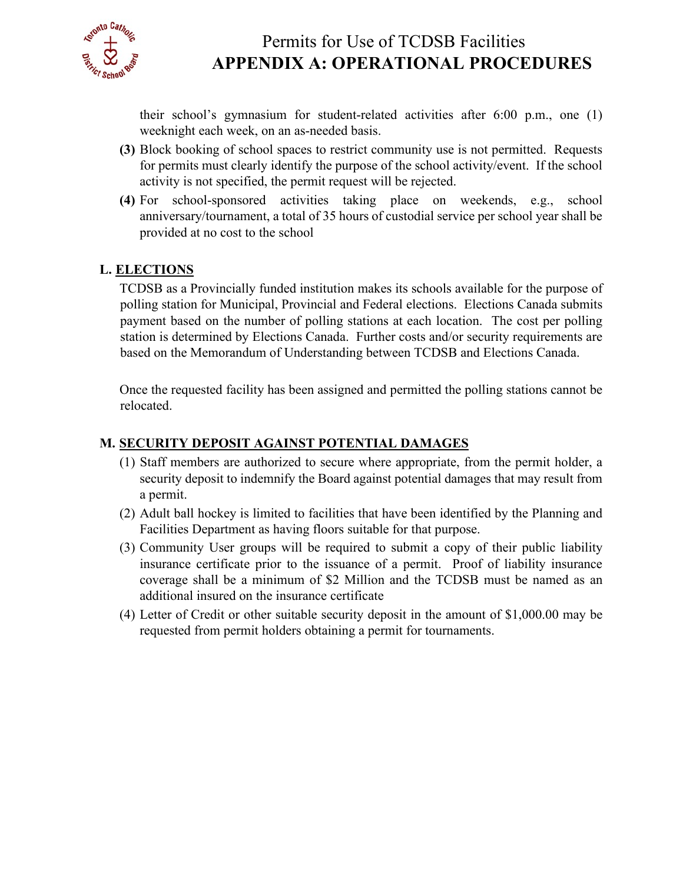their school's gymnasium for student-related activities after 6:00 p.m., one (1) weeknight each week, on an as-needed basis.

**(3)** Block booking of school spaces to restrict community use is not permitted. Requests for permits must clearly identify the purpose of the school activity/event. If the school activity is not specified, the permit request will be rejected.

**(4)** For school-sponsored activities taking place on weekends, e.g., school anniversary/tournament, a total of 35 hours of custodial service per school year shall be provided at no cost to the school

## L. ELECTIONS

TCDSB as a Provincially funded institution makes its schools available for the purpose of polling station for Municipal, Provincial and Federal elections. Elections Canada submits payment based on the number of polling stations at each location. The cost per polling station is determined by Elections Canada. Further costs and/or security requirements are based on the Memorandum of Understanding between TCDSB and Elections Canada.

Once the requested facility has been assigned and permitted the polling stations cannot be relocated.

## M. SECURITY DEPOSIT AGAINST POTENTIAL DAMAGES

(1) Staff members are authorized to secure where appropriate, from the permit holder, a security deposit to indemnify the Board against potential damages that may result from a permit.

(2) Adult ball hockey is limited to facilities that have been identified by the Planning and Facilities Department as having floors suitable for that purpose.

(3) Community User groups will be required to submit a copy of their public liability insurance certificate prior to the issuance of a permit. Proof of liability insurance coverage shall be a minimum of $2 Million and the TCDSB must be named as an additional insured on the insurance certificate

(4) Letter of Credit or other suitable security deposit in the amount of $1,000.00 may be requested from permit holders obtaining a permit for tournaments.